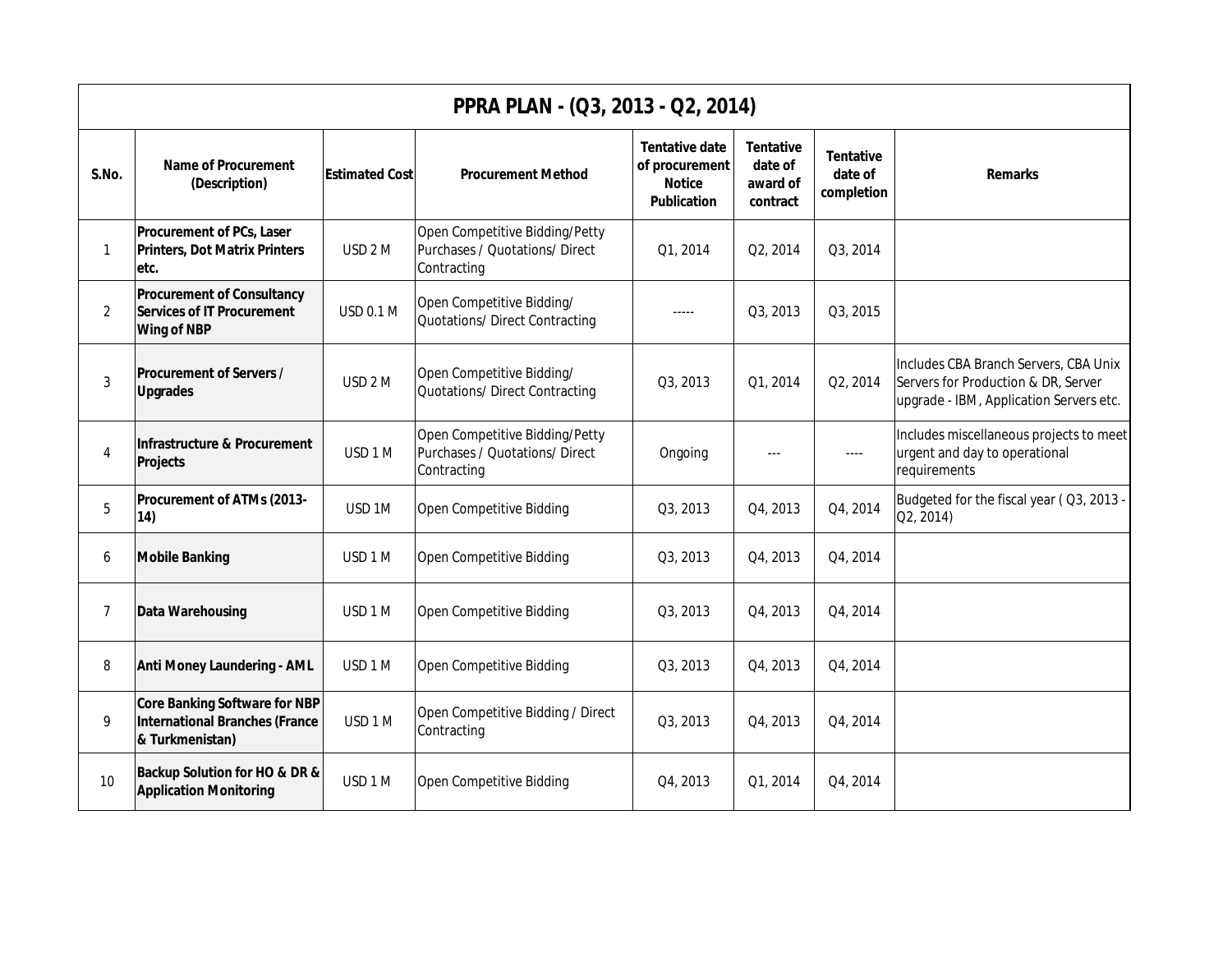# PPRA PLAN - (Q3, 2013 - Q2, 2014)

| S.No. | Name of Procurement (Description) | Estimated Cost | Procurement Method | Tentative date of procurement Notice Publication | Tentative date of award of contract | Tentative date of completion | Remarks |
|---|---|---|---|---|---|---|---|
| 1 | **Procurement of PCs, Laser Printers, Dot Matrix Printers etc.** | USD 2 M | Open Competitive Bidding/Petty Purchases / Quotations/ Direct Contracting | Q1, 2014 | Q2, 2014 | Q3, 2014 | |
| 2 | **Procurement of Consultancy Services of IT Procurement Wing of NBP** | USD 0.1 M | Open Competitive Bidding/ Quotations/ Direct Contracting | ----- | Q3, 2013 | Q3, 2015 | |
| 3 | **Procurement of Servers / Upgrades** | USD 2 M | Open Competitive Bidding/ Quotations/ Direct Contracting | Q3, 2013 | Q1, 2014 | Q2, 2014 | Includes CBA Branch Servers, CBA Unix Servers for Production & DR, Server upgrade - IBM, Application Servers etc. |
| 4 | **Infrastructure & Procurement Projects** | USD 1 M | Open Competitive Bidding/Petty Purchases / Quotations/ Direct Contracting | Ongoing | --- | ---- | Includes miscellaneous projects to meet urgent and day to operational requirements |
| 5 | **Procurement of ATMs (2013-14)** | USD 1M | Open Competitive Bidding | Q3, 2013 | Q4, 2013 | Q4, 2014 | Budgeted for the fiscal year ( Q3, 2013 - Q2, 2014) |
| 6 | **Mobile Banking** | USD 1 M | Open Competitive Bidding | Q3, 2013 | Q4, 2013 | Q4, 2014 | |
| 7 | **Data Warehousing** | USD 1 M | Open Competitive Bidding | Q3, 2013 | Q4, 2013 | Q4, 2014 | |
| 8 | **Anti Money Laundering - AML** | USD 1 M | Open Competitive Bidding | Q3, 2013 | Q4, 2013 | Q4, 2014 | |
| 9 | **Core Banking Software for NBP International Branches (France & Turkmenistan)** | USD 1 M | Open Competitive Bidding / Direct Contracting | Q3, 2013 | Q4, 2013 | Q4, 2014 | |
| 10 | **Backup Solution for HO & DR & Application Monitoring** | USD 1 M | Open Competitive Bidding | Q4, 2013 | Q1, 2014 | Q4, 2014 | |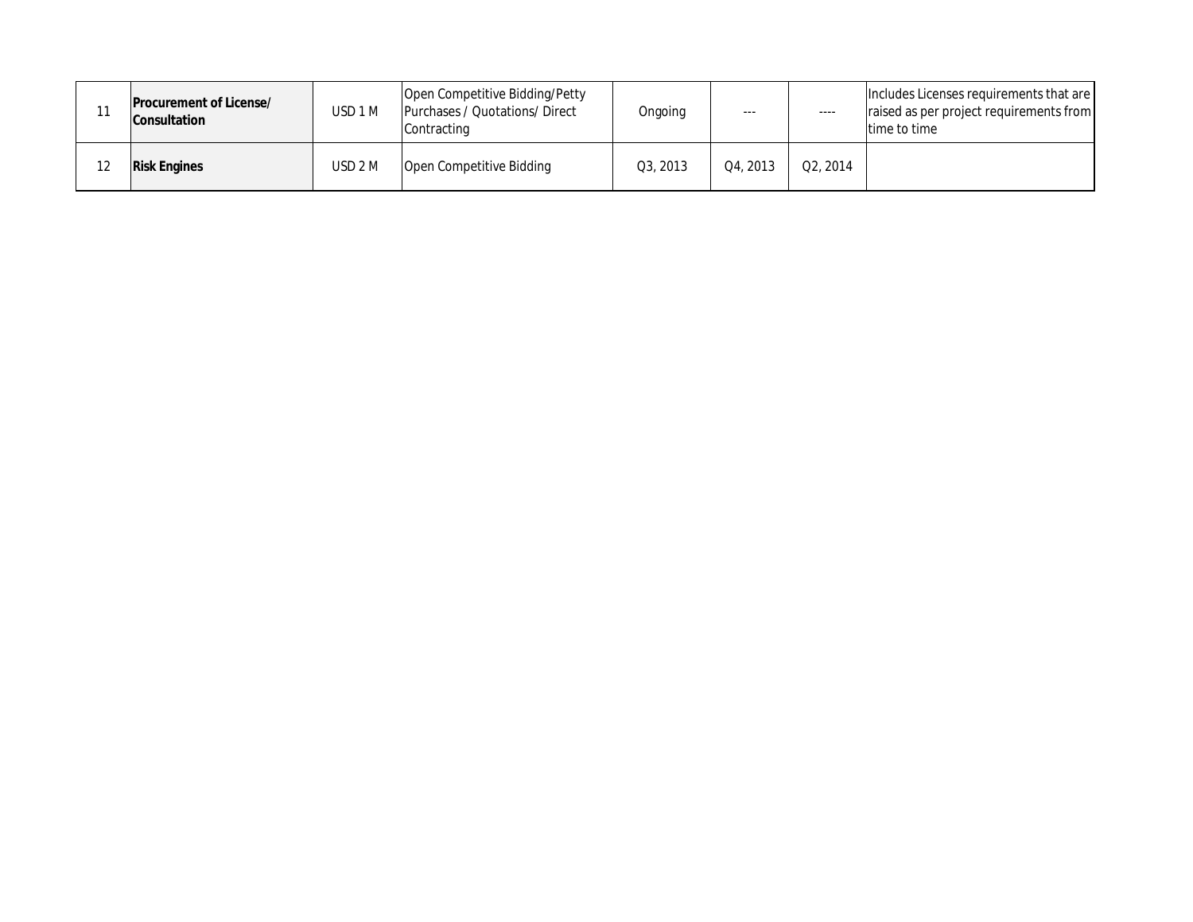| | | | | | | | |
|---|---|---|---|---|---|---|---|
| 11 | **Procurement of License/ Consultation** | USD 1 M | Open Competitive Bidding/Petty Purchases / Quotations/ Direct Contracting | Ongoing | --- | ---- | Includes Licenses requirements that are raised as per project requirements from time to time |
| 12 | **Risk Engines** | USD 2 M | Open Competitive Bidding | Q3, 2013 | Q4, 2013 | Q2, 2014 | |